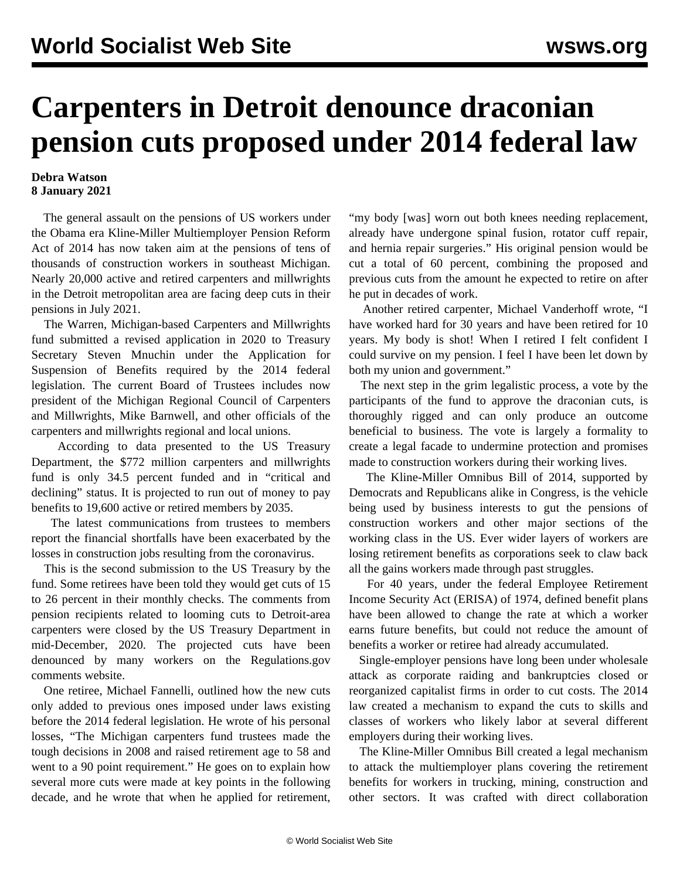# Carpenters in Detroit denounce draconian pension cuts proposed under 2014 federal law

**Debra Watson**
**8 January 2021**

The general assault on the pensions of US workers under the Obama era Kline-Miller Multiemployer Pension Reform Act of 2014 has now taken aim at the pensions of tens of thousands of construction workers in southeast Michigan. Nearly 20,000 active and retired carpenters and millwrights in the Detroit metropolitan area are facing deep cuts in their pensions in July 2021.

The Warren, Michigan-based Carpenters and Millwrights fund submitted a revised application in 2020 to Treasury Secretary Steven Mnuchin under the Application for Suspension of Benefits required by the 2014 federal legislation. The current Board of Trustees includes now president of the Michigan Regional Council of Carpenters and Millwrights, Mike Barnwell, and other officials of the carpenters and millwrights regional and local unions.

According to data presented to the US Treasury Department, the $772 million carpenters and millwrights fund is only 34.5 percent funded and in "critical and declining" status. It is projected to run out of money to pay benefits to 19,600 active or retired members by 2035.

The latest communications from trustees to members report the financial shortfalls have been exacerbated by the losses in construction jobs resulting from the coronavirus.

This is the second submission to the US Treasury by the fund. Some retirees have been told they would get cuts of 15 to 26 percent in their monthly checks. The comments from pension recipients related to looming cuts to Detroit-area carpenters were closed by the US Treasury Department in mid-December, 2020. The projected cuts have been denounced by many workers on the Regulations.gov comments website.

One retiree, Michael Fannelli, outlined how the new cuts only added to previous ones imposed under laws existing before the 2014 federal legislation. He wrote of his personal losses, "The Michigan carpenters fund trustees made the tough decisions in 2008 and raised retirement age to 58 and went to a 90 point requirement." He goes on to explain how several more cuts were made at key points in the following decade, and he wrote that when he applied for retirement, "my body [was] worn out both knees needing replacement, already have undergone spinal fusion, rotator cuff repair, and hernia repair surgeries." His original pension would be cut a total of 60 percent, combining the proposed and previous cuts from the amount he expected to retire on after he put in decades of work.

Another retired carpenter, Michael Vanderhoff wrote, "I have worked hard for 30 years and have been retired for 10 years. My body is shot! When I retired I felt confident I could survive on my pension. I feel I have been let down by both my union and government."

The next step in the grim legalistic process, a vote by the participants of the fund to approve the draconian cuts, is thoroughly rigged and can only produce an outcome beneficial to business. The vote is largely a formality to create a legal facade to undermine protection and promises made to construction workers during their working lives.

The Kline-Miller Omnibus Bill of 2014, supported by Democrats and Republicans alike in Congress, is the vehicle being used by business interests to gut the pensions of construction workers and other major sections of the working class in the US. Ever wider layers of workers are losing retirement benefits as corporations seek to claw back all the gains workers made through past struggles.

For 40 years, under the federal Employee Retirement Income Security Act (ERISA) of 1974, defined benefit plans have been allowed to change the rate at which a worker earns future benefits, but could not reduce the amount of benefits a worker or retiree had already accumulated.

Single-employer pensions have long been under wholesale attack as corporate raiding and bankruptcies closed or reorganized capitalist firms in order to cut costs. The 2014 law created a mechanism to expand the cuts to skills and classes of workers who likely labor at several different employers during their working lives.

The Kline-Miller Omnibus Bill created a legal mechanism to attack the multiemployer plans covering the retirement benefits for workers in trucking, mining, construction and other sectors. It was crafted with direct collaboration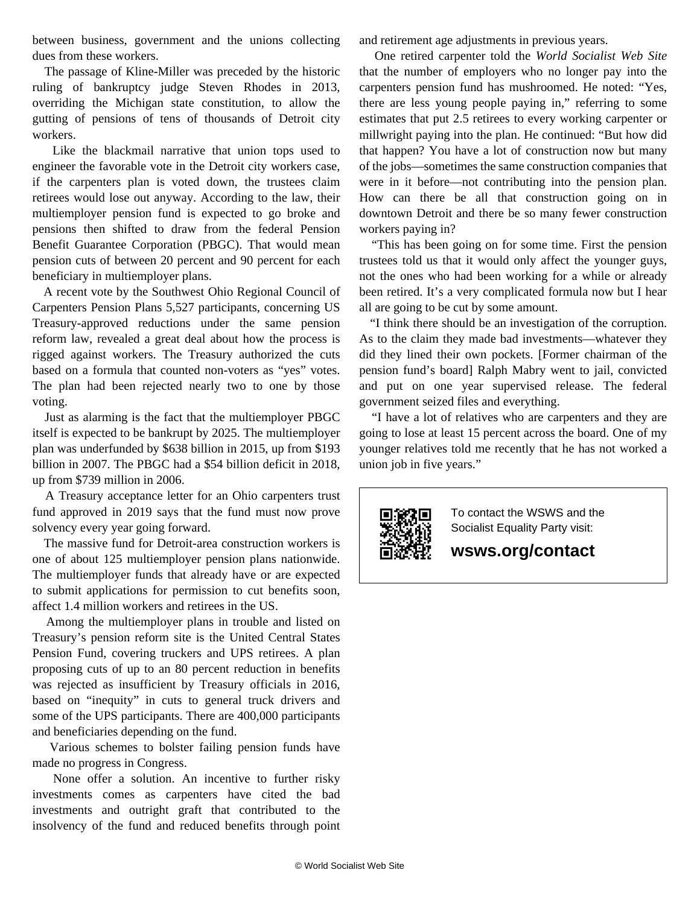between business, government and the unions collecting dues from these workers.

The passage of Kline-Miller was preceded by the historic ruling of bankruptcy judge Steven Rhodes in 2013, overriding the Michigan state constitution, to allow the gutting of pensions of tens of thousands of Detroit city workers.

Like the blackmail narrative that union tops used to engineer the favorable vote in the Detroit city workers case, if the carpenters plan is voted down, the trustees claim retirees would lose out anyway. According to the law, their multiemployer pension fund is expected to go broke and pensions then shifted to draw from the federal Pension Benefit Guarantee Corporation (PBGC). That would mean pension cuts of between 20 percent and 90 percent for each beneficiary in multiemployer plans.

A recent vote by the Southwest Ohio Regional Council of Carpenters Pension Plans 5,527 participants, concerning US Treasury-approved reductions under the same pension reform law, revealed a great deal about how the process is rigged against workers. The Treasury authorized the cuts based on a formula that counted non-voters as “yes” votes. The plan had been rejected nearly two to one by those voting.

Just as alarming is the fact that the multiemployer PBGC itself is expected to be bankrupt by 2025. The multiemployer plan was underfunded by $638 billion in 2015, up from $193 billion in 2007. The PBGC had a $54 billion deficit in 2018, up from $739 million in 2006.

A Treasury acceptance letter for an Ohio carpenters trust fund approved in 2019 says that the fund must now prove solvency every year going forward.

The massive fund for Detroit-area construction workers is one of about 125 multiemployer pension plans nationwide. The multiemployer funds that already have or are expected to submit applications for permission to cut benefits soon, affect 1.4 million workers and retirees in the US.

Among the multiemployer plans in trouble and listed on Treasury’s pension reform site is the United Central States Pension Fund, covering truckers and UPS retirees. A plan proposing cuts of up to an 80 percent reduction in benefits was rejected as insufficient by Treasury officials in 2016, based on “inequity” in cuts to general truck drivers and some of the UPS participants. There are 400,000 participants and beneficiaries depending on the fund.

Various schemes to bolster failing pension funds have made no progress in Congress.

None offer a solution. An incentive to further risky investments comes as carpenters have cited the bad investments and outright graft that contributed to the insolvency of the fund and reduced benefits through point and retirement age adjustments in previous years.

One retired carpenter told the *World Socialist Web Site* that the number of employers who no longer pay into the carpenters pension fund has mushroomed. He noted: “Yes, there are less young people paying in,” referring to some estimates that put 2.5 retirees to every working carpenter or millwright paying into the plan. He continued: “But how did that happen? You have a lot of construction now but many of the jobs—sometimes the same construction companies that were in it before—not contributing into the pension plan. How can there be all that construction going on in downtown Detroit and there be so many fewer construction workers paying in?

“This has been going on for some time. First the pension trustees told us that it would only affect the younger guys, not the ones who had been working for a while or already been retired. It’s a very complicated formula now but I hear all are going to be cut by some amount.

“I think there should be an investigation of the corruption. As to the claim they made bad investments—whatever they did they lined their own pockets. [Former chairman of the pension fund’s board] Ralph Mabry went to jail, convicted and put on one year supervised release. The federal government seized files and everything.

“I have a lot of relatives who are carpenters and they are going to lose at least 15 percent across the board. One of my younger relatives told me recently that he has not worked a union job in five years.”

To contact the WSWS and the Socialist Equality Party visit:

**wsws.org/contact**